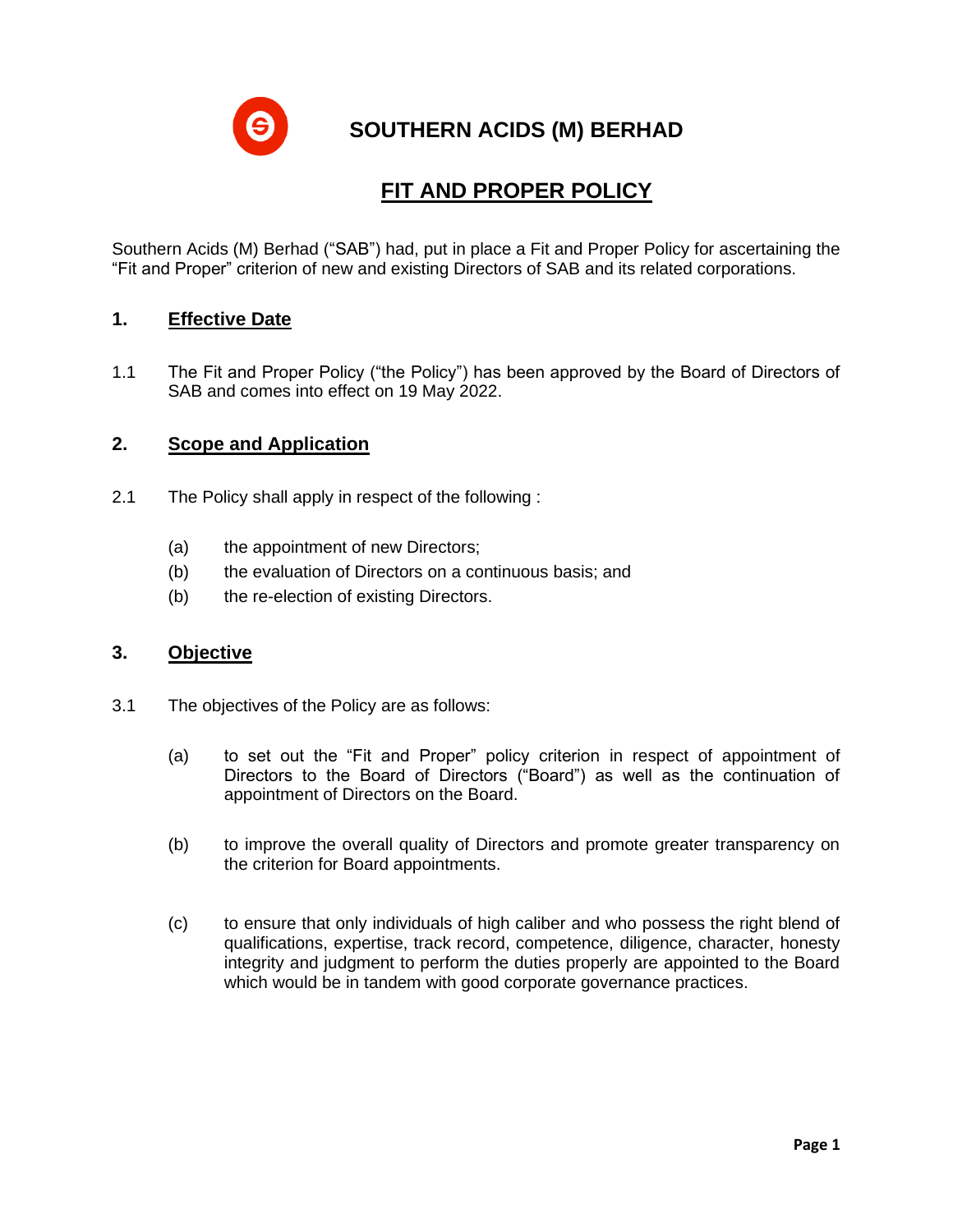# SOUTHERN ACIDS (M) BERHAD

## FIT AND PROPER POLICY

Southern Acids (M) Berhad ("SAB") had, put in place a Fit and Proper Policy for ascertaining the "Fit and Proper" criterion of new and existing Directors of SAB and its related corporations.

### 1. Effective Date

1.1 The Fit and Proper Policy ("the Policy") has been approved by the Board of Directors of SAB and comes into effect on 19 May 2022.

### 2. Scope and Application

2.1 The Policy shall apply in respect of the following :

(a) the appointment of new Directors;

(b) the evaluation of Directors on a continuous basis; and

(b) the re-election of existing Directors.

### 3. Objective

3.1 The objectives of the Policy are as follows:

(a) to set out the "Fit and Proper" policy criterion in respect of appointment of Directors to the Board of Directors ("Board") as well as the continuation of appointment of Directors on the Board.

(b) to improve the overall quality of Directors and promote greater transparency on the criterion for Board appointments.

(c) to ensure that only individuals of high caliber and who possess the right blend of qualifications, expertise, track record, competence, diligence, character, honesty integrity and judgment to perform the duties properly are appointed to the Board which would be in tandem with good corporate governance practices.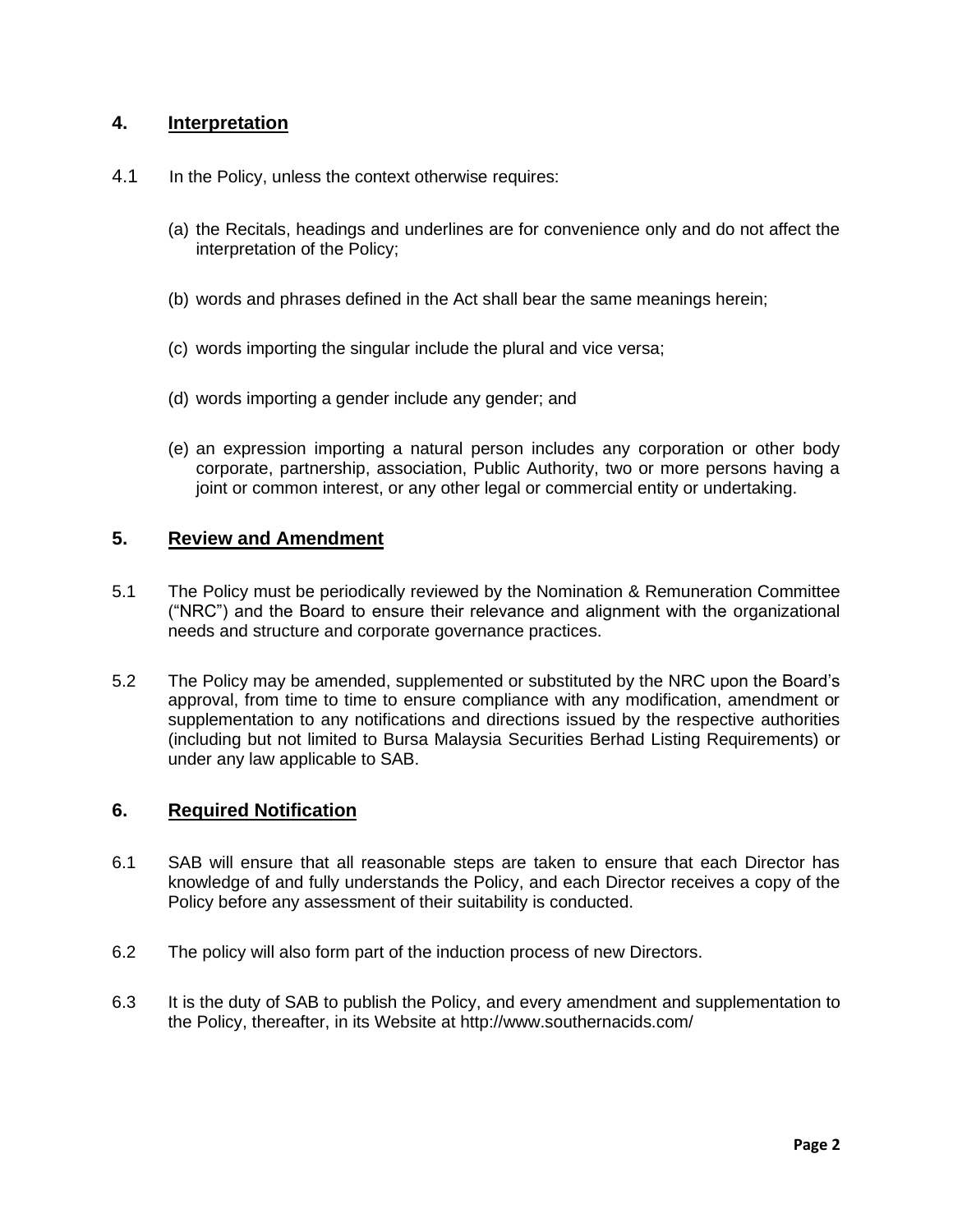## 4. Interpretation

4.1 In the Policy, unless the context otherwise requires:

(a) the Recitals, headings and underlines are for convenience only and do not affect the interpretation of the Policy;

(b) words and phrases defined in the Act shall bear the same meanings herein;

(c) words importing the singular include the plural and vice versa;

(d) words importing a gender include any gender; and

(e) an expression importing a natural person includes any corporation or other body corporate, partnership, association, Public Authority, two or more persons having a joint or common interest, or any other legal or commercial entity or undertaking.

## 5. Review and Amendment

5.1 The Policy must be periodically reviewed by the Nomination & Remuneration Committee ("NRC") and the Board to ensure their relevance and alignment with the organizational needs and structure and corporate governance practices.

5.2 The Policy may be amended, supplemented or substituted by the NRC upon the Board's approval, from time to time to ensure compliance with any modification, amendment or supplementation to any notifications and directions issued by the respective authorities (including but not limited to Bursa Malaysia Securities Berhad Listing Requirements) or under any law applicable to SAB.

## 6. Required Notification

6.1 SAB will ensure that all reasonable steps are taken to ensure that each Director has knowledge of and fully understands the Policy, and each Director receives a copy of the Policy before any assessment of their suitability is conducted.

6.2 The policy will also form part of the induction process of new Directors.

6.3 It is the duty of SAB to publish the Policy, and every amendment and supplementation to the Policy, thereafter, in its Website at http://www.southernacids.com/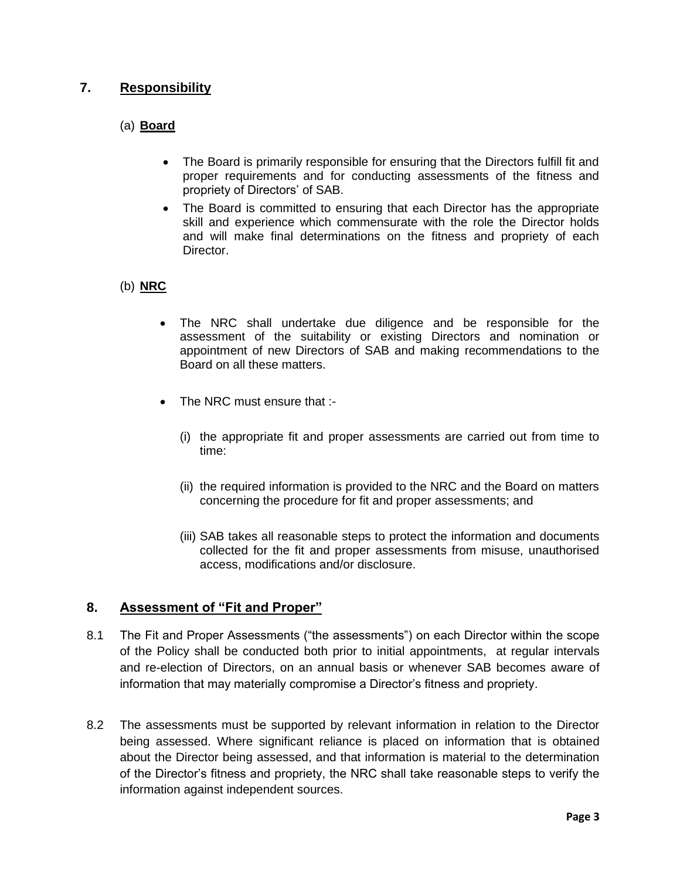## 7. Responsibility

### (a) Board

- The Board is primarily responsible for ensuring that the Directors fulfill fit and proper requirements and for conducting assessments of the fitness and propriety of Directors' of SAB.
- The Board is committed to ensuring that each Director has the appropriate skill and experience which commensurate with the role the Director holds and will make final determinations on the fitness and propriety of each Director.

### (b) NRC

- The NRC shall undertake due diligence and be responsible for the assessment of the suitability or existing Directors and nomination or appointment of new Directors of SAB and making recommendations to the Board on all these matters.

- The NRC must ensure that :-

  (i) the appropriate fit and proper assessments are carried out from time to time:

  (ii) the required information is provided to the NRC and the Board on matters concerning the procedure for fit and proper assessments; and

  (iii) SAB takes all reasonable steps to protect the information and documents collected for the fit and proper assessments from misuse, unauthorised access, modifications and/or disclosure.

## 8. Assessment of "Fit and Proper"

8.1 The Fit and Proper Assessments ("the assessments") on each Director within the scope of the Policy shall be conducted both prior to initial appointments, at regular intervals and re-election of Directors, on an annual basis or whenever SAB becomes aware of information that may materially compromise a Director's fitness and propriety.

8.2 The assessments must be supported by relevant information in relation to the Director being assessed. Where significant reliance is placed on information that is obtained about the Director being assessed, and that information is material to the determination of the Director's fitness and propriety, the NRC shall take reasonable steps to verify the information against independent sources.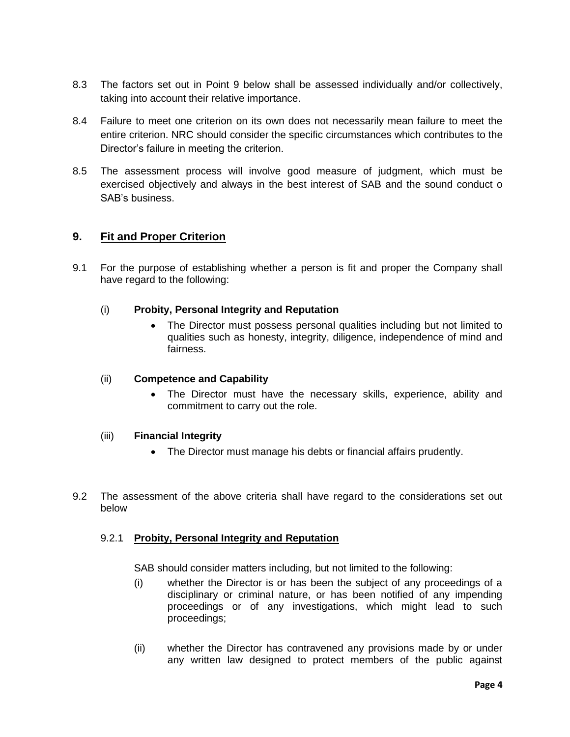8.3 The factors set out in Point 9 below shall be assessed individually and/or collectively, taking into account their relative importance.

8.4 Failure to meet one criterion on its own does not necessarily mean failure to meet the entire criterion. NRC should consider the specific circumstances which contributes to the Director's failure in meeting the criterion.

8.5 The assessment process will involve good measure of judgment, which must be exercised objectively and always in the best interest of SAB and the sound conduct o SAB's business.

## 9. Fit and Proper Criterion

9.1 For the purpose of establishing whether a person is fit and proper the Company shall have regard to the following:

(i) **Probity, Personal Integrity and Reputation**

- The Director must possess personal qualities including but not limited to qualities such as honesty, integrity, diligence, independence of mind and fairness.

(ii) **Competence and Capability**

- The Director must have the necessary skills, experience, ability and commitment to carry out the role.

(iii) **Financial Integrity**

- The Director must manage his debts or financial affairs prudently.

9.2 The assessment of the above criteria shall have regard to the considerations set out below

### 9.2.1 Probity, Personal Integrity and Reputation

SAB should consider matters including, but not limited to the following:

(i) whether the Director is or has been the subject of any proceedings of a disciplinary or criminal nature, or has been notified of any impending proceedings or of any investigations, which might lead to such proceedings;

(ii) whether the Director has contravened any provisions made by or under any written law designed to protect members of the public against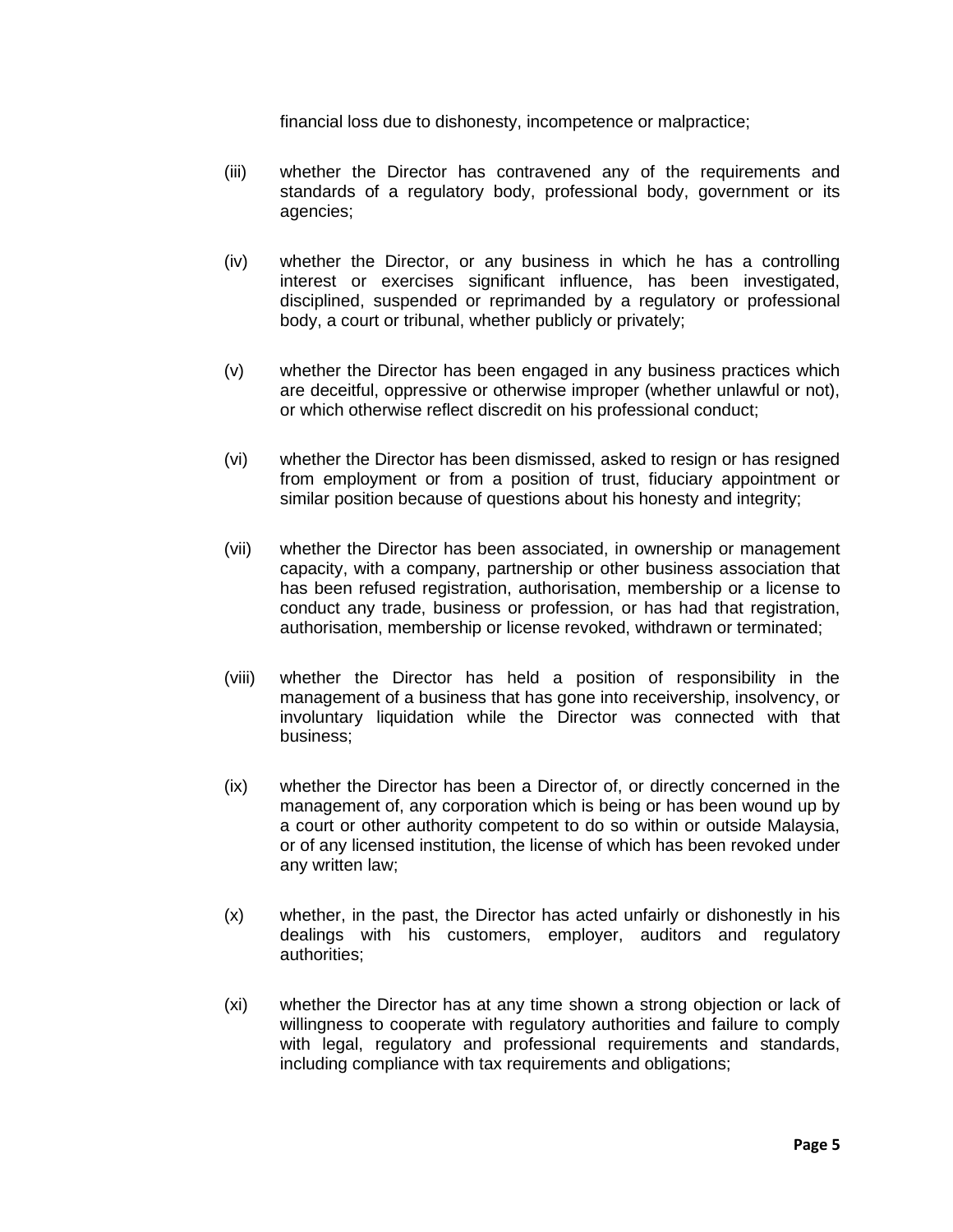financial loss due to dishonesty, incompetence or malpractice;

(iii) whether the Director has contravened any of the requirements and standards of a regulatory body, professional body, government or its agencies;

(iv) whether the Director, or any business in which he has a controlling interest or exercises significant influence, has been investigated, disciplined, suspended or reprimanded by a regulatory or professional body, a court or tribunal, whether publicly or privately;

(v) whether the Director has been engaged in any business practices which are deceitful, oppressive or otherwise improper (whether unlawful or not), or which otherwise reflect discredit on his professional conduct;

(vi) whether the Director has been dismissed, asked to resign or has resigned from employment or from a position of trust, fiduciary appointment or similar position because of questions about his honesty and integrity;

(vii) whether the Director has been associated, in ownership or management capacity, with a company, partnership or other business association that has been refused registration, authorisation, membership or a license to conduct any trade, business or profession, or has had that registration, authorisation, membership or license revoked, withdrawn or terminated;

(viii) whether the Director has held a position of responsibility in the management of a business that has gone into receivership, insolvency, or involuntary liquidation while the Director was connected with that business;

(ix) whether the Director has been a Director of, or directly concerned in the management of, any corporation which is being or has been wound up by a court or other authority competent to do so within or outside Malaysia, or of any licensed institution, the license of which has been revoked under any written law;

(x) whether, in the past, the Director has acted unfairly or dishonestly in his dealings with his customers, employer, auditors and regulatory authorities;

(xi) whether the Director has at any time shown a strong objection or lack of willingness to cooperate with regulatory authorities and failure to comply with legal, regulatory and professional requirements and standards, including compliance with tax requirements and obligations;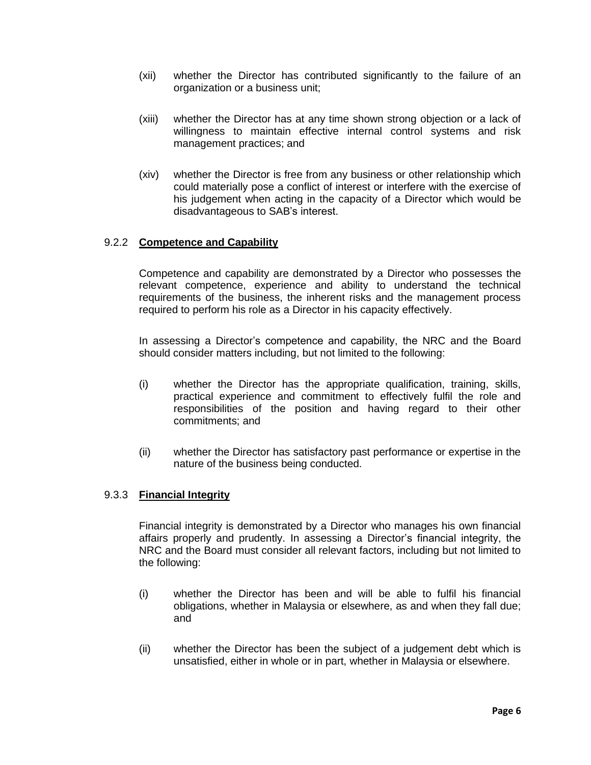(xii) whether the Director has contributed significantly to the failure of an organization or a business unit;

(xiii) whether the Director has at any time shown strong objection or a lack of willingness to maintain effective internal control systems and risk management practices; and

(xiv) whether the Director is free from any business or other relationship which could materially pose a conflict of interest or interfere with the exercise of his judgement when acting in the capacity of a Director which would be disadvantageous to SAB's interest.

### 9.2.2 **Competence and Capability**

Competence and capability are demonstrated by a Director who possesses the relevant competence, experience and ability to understand the technical requirements of the business, the inherent risks and the management process required to perform his role as a Director in his capacity effectively.

In assessing a Director's competence and capability, the NRC and the Board should consider matters including, but not limited to the following:

(i) whether the Director has the appropriate qualification, training, skills, practical experience and commitment to effectively fulfil the role and responsibilities of the position and having regard to their other commitments; and

(ii) whether the Director has satisfactory past performance or expertise in the nature of the business being conducted.

### 9.3.3 **Financial Integrity**

Financial integrity is demonstrated by a Director who manages his own financial affairs properly and prudently. In assessing a Director's financial integrity, the NRC and the Board must consider all relevant factors, including but not limited to the following:

(i) whether the Director has been and will be able to fulfil his financial obligations, whether in Malaysia or elsewhere, as and when they fall due; and

(ii) whether the Director has been the subject of a judgement debt which is unsatisfied, either in whole or in part, whether in Malaysia or elsewhere.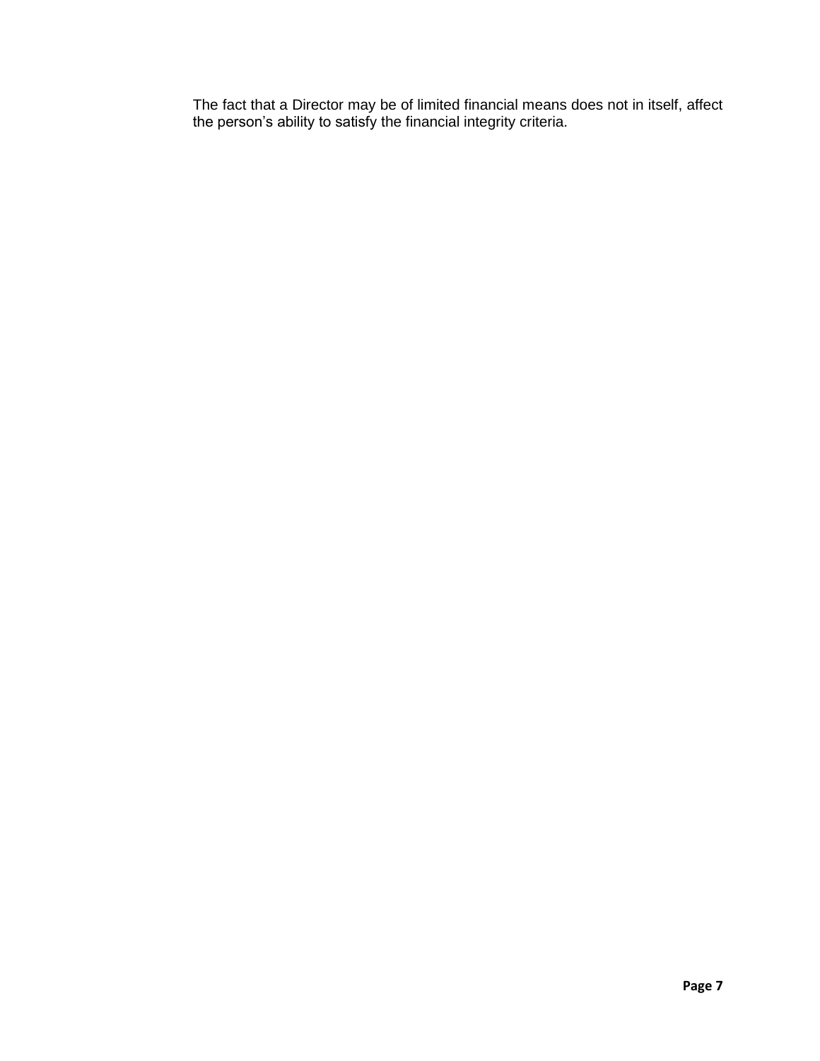The fact that a Director may be of limited financial means does not in itself, affect the person's ability to satisfy the financial integrity criteria.